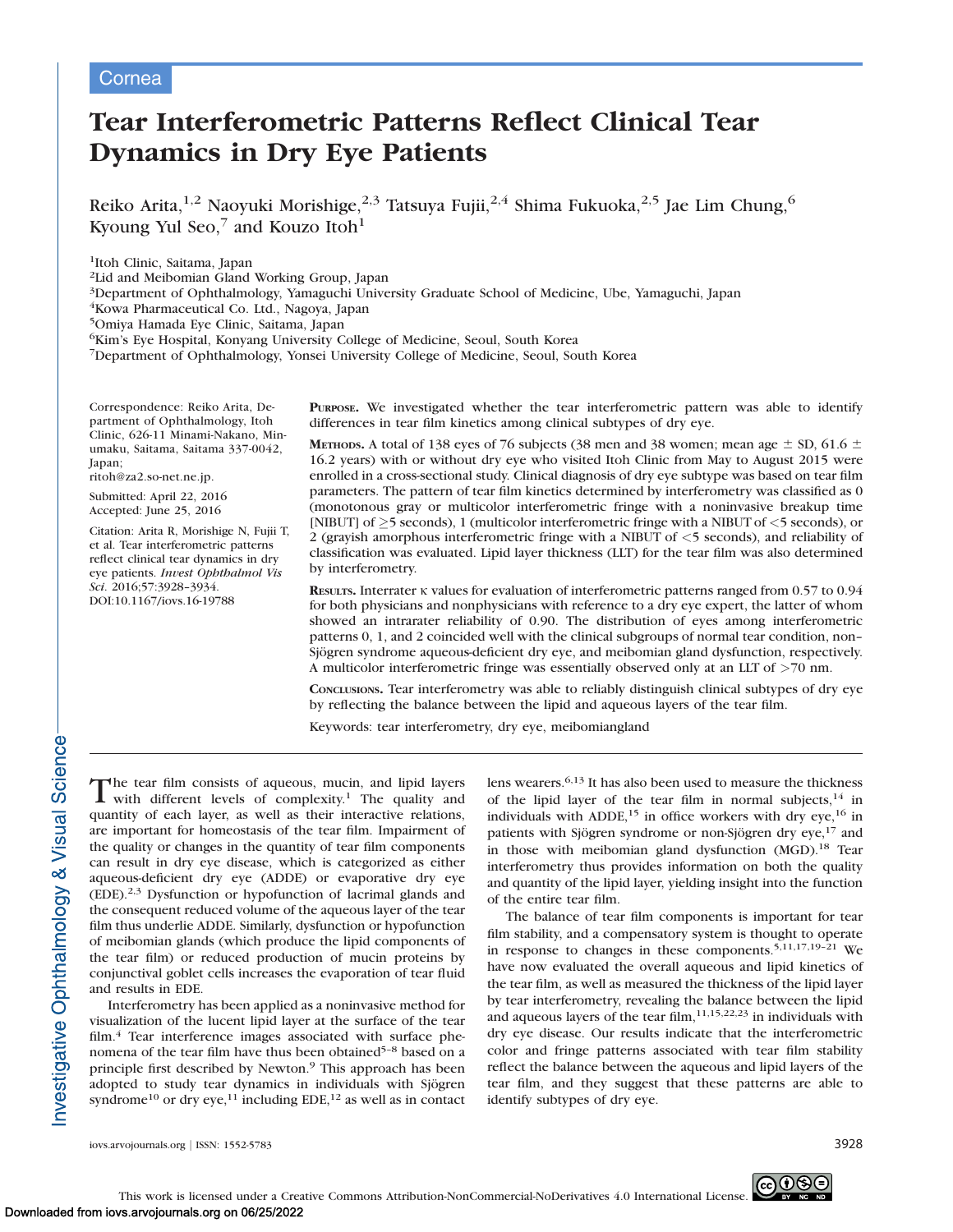Cornea

# Tear Interferometric Patterns Reflect Clinical Tear Dynamics in Dry Eye Patients

Reiko Arita,[1,2] Naoyuki Morishige,[2,3] Tatsuya Fujii,[2,4] Shima Fukuoka,[2,5] Jae Lim Chung,[6] Kyoung Yul Seo,[7] and Kouzo Itoh[1]

[1]Itoh Clinic, Saitama, Japan
[2]Lid and Meibomian Gland Working Group, Japan
[3]Department of Ophthalmology, Yamaguchi University Graduate School of Medicine, Ube, Yamaguchi, Japan
[4]Kowa Pharmaceutical Co. Ltd., Nagoya, Japan
[5]Omiya Hamada Eye Clinic, Saitama, Japan
[6]Kim's Eye Hospital, Konyang University College of Medicine, Seoul, South Korea
[7]Department of Ophthalmology, Yonsei University College of Medicine, Seoul, South Korea

Correspondence: Reiko Arita, Department of Ophthalmology, Itoh Clinic, 626-11 Minami-Nakano, Minumaku, Saitama, Saitama 337-0042, Japan;
ritoh@za2.so-net.ne.jp.

Submitted: April 22, 2016
Accepted: June 25, 2016

Citation: Arita R, Morishige N, Fujii T, et al. Tear interferometric patterns reflect clinical tear dynamics in dry eye patients. *Invest Ophthalmol Vis Sci*. 2016;57:3928–3934. DOI:10.1167/iovs.16-19788

**Purpose.** We investigated whether the tear interferometric pattern was able to identify differences in tear film kinetics among clinical subtypes of dry eye.

**Methods.** A total of 138 eyes of 76 subjects (38 men and 38 women; mean age ± SD, 61.6 ± 16.2 years) with or without dry eye who visited Itoh Clinic from May to August 2015 were enrolled in a cross-sectional study. Clinical diagnosis of dry eye subtype was based on tear film parameters. The pattern of tear film kinetics determined by interferometry was classified as 0 (monotonous gray or multicolor interferometric fringe with a noninvasive breakup time [NIBUT] of ≥5 seconds), 1 (multicolor interferometric fringe with a NIBUT of <5 seconds), or 2 (grayish amorphous interferometric fringe with a NIBUT of <5 seconds), and reliability of classification was evaluated. Lipid layer thickness (LLT) for the tear film was also determined by interferometry.

**Results.** Interrater κ values for evaluation of interferometric patterns ranged from 0.57 to 0.94 for both physicians and nonphysicians with reference to a dry eye expert, the latter of whom showed an intrarater reliability of 0.90. The distribution of eyes among interferometric patterns 0, 1, and 2 coincided well with the clinical subgroups of normal tear condition, non–Sjögren syndrome aqueous-deficient dry eye, and meibomian gland dysfunction, respectively. A multicolor interferometric fringe was essentially observed only at an LLT of >70 nm.

**Conclusions.** Tear interferometry was able to reliably distinguish clinical subtypes of dry eye by reflecting the balance between the lipid and aqueous layers of the tear film.

Keywords: tear interferometry, dry eye, meibomiangland

The tear film consists of aqueous, mucin, and lipid layers with different levels of complexity.[1] The quality and quantity of each layer, as well as their interactive relations, are important for homeostasis of the tear film. Impairment of the quality or changes in the quantity of tear film components can result in dry eye disease, which is categorized as either aqueous-deficient dry eye (ADDE) or evaporative dry eye (EDE).[2,3] Dysfunction or hypofunction of lacrimal glands and the consequent reduced volume of the aqueous layer of the tear film thus underlie ADDE. Similarly, dysfunction or hypofunction of meibomian glands (which produce the lipid components of the tear film) or reduced production of mucin proteins by conjunctival goblet cells increases the evaporation of tear fluid and results in EDE.

Interferometry has been applied as a noninvasive method for visualization of the lucent lipid layer at the surface of the tear film.[4] Tear interference images associated with surface phenomena of the tear film have thus been obtained[5–8] based on a principle first described by Newton.[9] This approach has been adopted to study tear dynamics in individuals with Sjögren syndrome[10] or dry eye,[11] including EDE,[12] as well as in contact lens wearers.[6,13] It has also been used to measure the thickness of the lipid layer of the tear film in normal subjects,[14] in individuals with ADDE,[15] in office workers with dry eye,[16] in patients with Sjögren syndrome or non-Sjögren dry eye,[17] and in those with meibomian gland dysfunction (MGD).[18] Tear interferometry thus provides information on both the quality and quantity of the lipid layer, yielding insight into the function of the entire tear film.

The balance of tear film components is important for tear film stability, and a compensatory system is thought to operate in response to changes in these components.[5,11,17,19–21] We have now evaluated the overall aqueous and lipid kinetics of the tear film, as well as measured the thickness of the lipid layer by tear interferometry, revealing the balance between the lipid and aqueous layers of the tear film,[11,15,22,23] in individuals with dry eye disease. Our results indicate that the interferometric color and fringe patterns associated with tear film stability reflect the balance between the aqueous and lipid layers of the tear film, and they suggest that these patterns are able to identify subtypes of dry eye.

This work is licensed under a Creative Commons Attribution-NonCommercial-NoDerivatives 4.0 International License.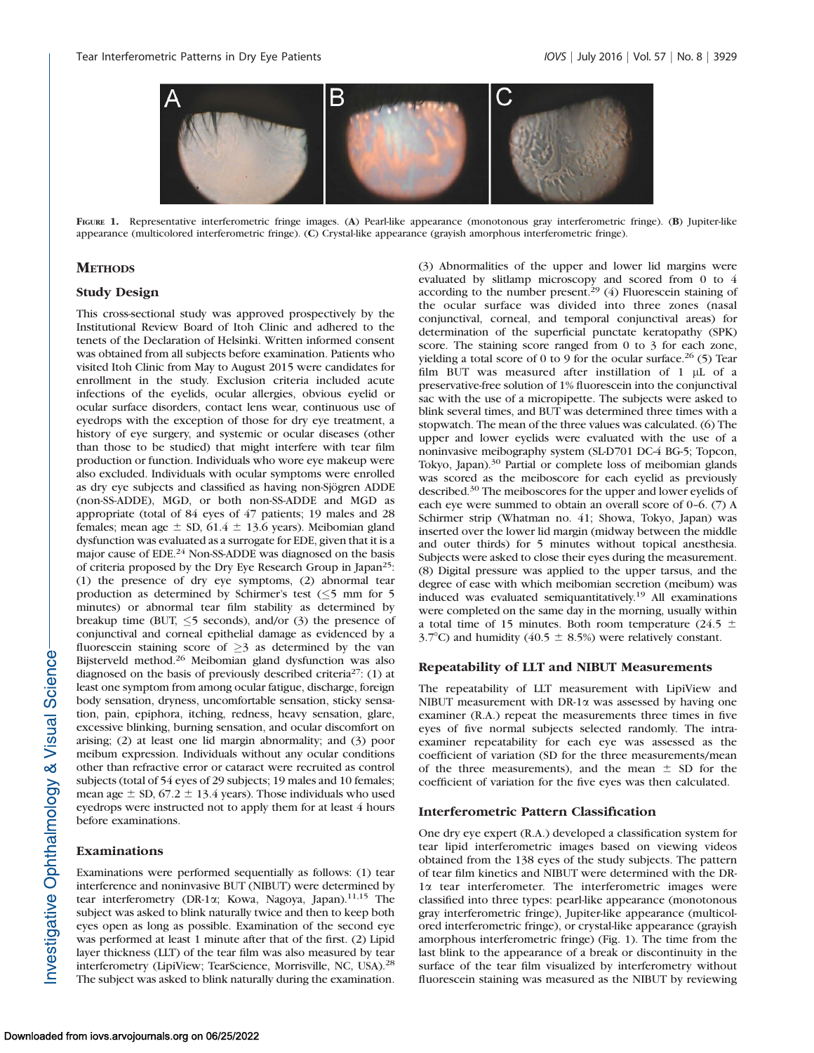FIGURE 1. Representative interferometric fringe images. (A) Pearl-like appearance (monotonous gray interferometric fringe). (B) Jupiter-like appearance (multicolored interferometric fringe). (C) Crystal-like appearance (grayish amorphous interferometric fringe).

## METHODS

### Study Design

This cross-sectional study was approved prospectively by the Institutional Review Board of Itoh Clinic and adhered to the tenets of the Declaration of Helsinki. Written informed consent was obtained from all subjects before examination. Patients who visited Itoh Clinic from May to August 2015 were candidates for enrollment in the study. Exclusion criteria included acute infections of the eyelids, ocular allergies, obvious eyelid or ocular surface disorders, contact lens wear, continuous use of eyedrops with the exception of those for dry eye treatment, a history of eye surgery, and systemic or ocular diseases (other than those to be studied) that might interfere with tear film production or function. Individuals who wore eye makeup were also excluded. Individuals with ocular symptoms were enrolled as dry eye subjects and classified as having non-Sjögren ADDE (non-SS-ADDE), MGD, or both non-SS-ADDE and MGD as appropriate (total of 84 eyes of 47 patients; 19 males and 28 females; mean age ± SD, 61.4 ± 13.6 years). Meibomian gland dysfunction was evaluated as a surrogate for EDE, given that it is a major cause of EDE.[24] Non-SS-ADDE was diagnosed on the basis of criteria proposed by the Dry Eye Research Group in Japan[25]: (1) the presence of dry eye symptoms, (2) abnormal tear production as determined by Schirmer's test (≤5 mm for 5 minutes) or abnormal tear film stability as determined by breakup time (BUT, ≤5 seconds), and/or (3) the presence of conjunctival and corneal epithelial damage as evidenced by a fluorescein staining score of ≥3 as determined by the van Bijsterveld method.[26] Meibomian gland dysfunction was also diagnosed on the basis of previously described criteria[27]: (1) at least one symptom from among ocular fatigue, discharge, foreign body sensation, dryness, uncomfortable sensation, sticky sensation, pain, epiphora, itching, redness, heavy sensation, glare, excessive blinking, burning sensation, and ocular discomfort on arising; (2) at least one lid margin abnormality; and (3) poor meibum expression. Individuals without any ocular conditions other than refractive error or cataract were recruited as control subjects (total of 54 eyes of 29 subjects; 19 males and 10 females; mean age ± SD, 67.2 ± 13.4 years). Those individuals who used eyedrops were instructed not to apply them for at least 4 hours before examinations.

### Examinations

Examinations were performed sequentially as follows: (1) tear interference and noninvasive BUT (NIBUT) were determined by tear interferometry (DR-1α; Kowa, Nagoya, Japan).[11,15] The subject was asked to blink naturally twice and then to keep both eyes open as long as possible. Examination of the second eye was performed at least 1 minute after that of the first. (2) Lipid layer thickness (LLT) of the tear film was also measured by tear interferometry (LipiView; TearScience, Morrisville, NC, USA).[28] The subject was asked to blink naturally during the examination. (3) Abnormalities of the upper and lower lid margins were evaluated by slitlamp microscopy and scored from 0 to 4 according to the number present.[29] (4) Fluorescein staining of the ocular surface was divided into three zones (nasal conjunctival, corneal, and temporal conjunctival areas) for determination of the superficial punctate keratopathy (SPK) score. The staining score ranged from 0 to 3 for each zone, yielding a total score of 0 to 9 for the ocular surface.[26] (5) Tear film BUT was measured after instillation of 1 μL of a preservative-free solution of 1% fluorescein into the conjunctival sac with the use of a micropipette. The subjects were asked to blink several times, and BUT was determined three times with a stopwatch. The mean of the three values was calculated. (6) The upper and lower eyelids were evaluated with the use of a noninvasive meibography system (SL-D701 DC-4 BG-5; Topcon, Tokyo, Japan).[30] Partial or complete loss of meibomian glands was scored as the meiboscore for each eyelid as previously described.[30] The meiboscores for the upper and lower eyelids of each eye were summed to obtain an overall score of 0–6. (7) A Schirmer strip (Whatman no. 41; Showa, Tokyo, Japan) was inserted over the lower lid margin (midway between the middle and outer thirds) for 5 minutes without topical anesthesia. Subjects were asked to close their eyes during the measurement. (8) Digital pressure was applied to the upper tarsus, and the degree of ease with which meibomian secretion (meibum) was induced was evaluated semiquantitatively.[19] All examinations were completed on the same day in the morning, usually within a total time of 15 minutes. Both room temperature (24.5 ± 3.7°C) and humidity (40.5 ± 8.5%) were relatively constant.

### Repeatability of LLT and NIBUT Measurements

The repeatability of LLT measurement with LipiView and NIBUT measurement with DR-1α was assessed by having one examiner (R.A.) repeat the measurements three times in five eyes of five normal subjects selected randomly. The intraexaminer repeatability for each eye was assessed as the coefficient of variation (SD for the three measurements/mean of the three measurements), and the mean ± SD for the coefficient of variation for the five eyes was then calculated.

### Interferometric Pattern Classification

One dry eye expert (R.A.) developed a classification system for tear lipid interferometric images based on viewing videos obtained from the 138 eyes of the study subjects. The pattern of tear film kinetics and NIBUT were determined with the DR-1α tear interferometer. The interferometric images were classified into three types: pearl-like appearance (monotonous gray interferometric fringe), Jupiter-like appearance (multicolored interferometric fringe), or crystal-like appearance (grayish amorphous interferometric fringe) (Fig. 1). The time from the last blink to the appearance of a break or discontinuity in the surface of the tear film visualized by interferometry without fluorescein staining was measured as the NIBUT by reviewing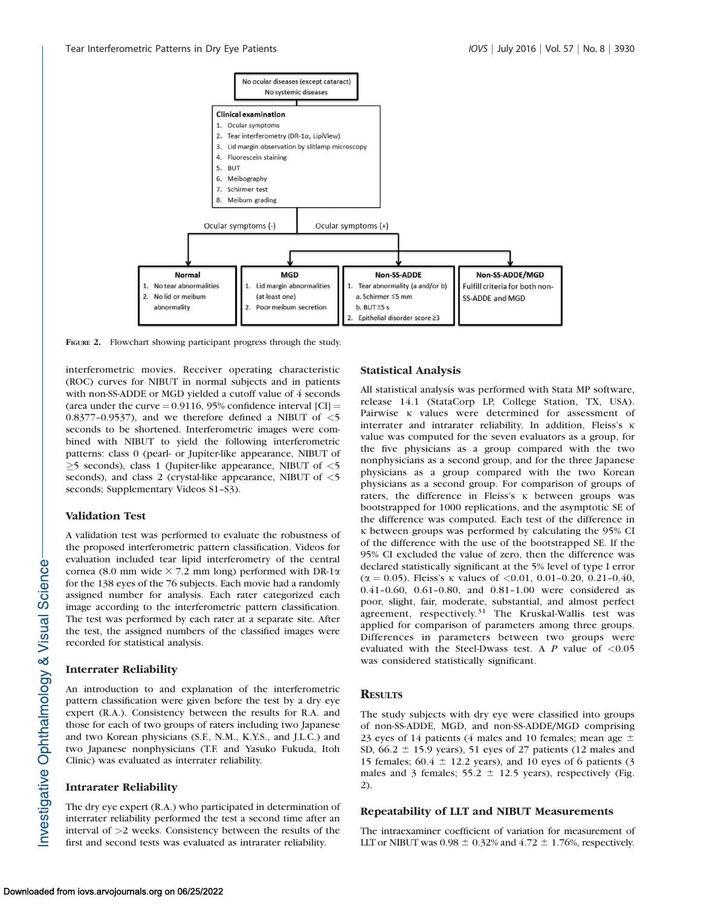No ocular diseases (except cataract)
No systemic diseases

**Clinical examination**

1. Ocular symptoms
2. Tear interferometry (DR-1α, LipiView)
3. Lid margin observation by slitlamp microscopy
4. Fluorescein staining
5. BUT
6. Meibography
7. Schirmer test
8. Meibum grading

Ocular symptoms (-) | Ocular symptoms (+)

**Normal**
1. No tear abnormalities
2. No lid or meibum abnormality

**MGD**
1. Lid margin abnormalities (at least one)
2. Poor meibum secretion

**Non-SS-ADDE**
1. Tear abnormality (a and/or b)
   a. Schirmer ≤5 mm
   b. BUT ≤5 s
2. Epithelial disorder score ≥3

**Non-SS-ADDE/MGD**
Fulfill criteria for both non-SS-ADDE and MGD

FIGURE 2. Flowchart showing participant progress through the study.

interferometric movies. Receiver operating characteristic (ROC) curves for NIBUT in normal subjects and in patients with non-SS-ADDE or MGD yielded a cutoff value of 4 seconds (area under the curve = 0.9116, 95% confidence interval [CI] = 0.8377–0.9537), and we therefore defined a NIBUT of <5 seconds to be shortened. Interferometric images were combined with NIBUT to yield the following interferometric patterns: class 0 (pearl- or Jupiter-like appearance, NIBUT of ≥5 seconds), class 1 (Jupiter-like appearance, NIBUT of <5 seconds), and class 2 (crystal-like appearance, NIBUT of <5 seconds; Supplementary Videos S1–S3).

### Validation Test

A validation test was performed to evaluate the robustness of the proposed interferometric pattern classification. Videos for evaluation included tear lipid interferometry of the central cornea (8.0 mm wide × 7.2 mm long) performed with DR-1α for the 138 eyes of the 76 subjects. Each movie had a randomly assigned number for analysis. Each rater categorized each image according to the interferometric pattern classification. The test was performed by each rater at a separate site. After the test, the assigned numbers of the classified images were recorded for statistical analysis.

### Interrater Reliability

An introduction to and explanation of the interferometric pattern classification were given before the test by a dry eye expert (R.A.). Consistency between the results for R.A. and those for each of two groups of raters including two Japanese and two Korean physicians (S.F., N.M., K.Y.S., and J.L.C.) and two Japanese nonphysicians (T.F. and Yasuko Fukuda, Itoh Clinic) was evaluated as interrater reliability.

### Intrarater Reliability

The dry eye expert (R.A.) who participated in determination of interrater reliability performed the test a second time after an interval of >2 weeks. Consistency between the results of the first and second tests was evaluated as intrarater reliability.

### Statistical Analysis

All statistical analysis was performed with Stata MP software, release 14.1 (StataCorp LP, College Station, TX, USA). Pairwise κ values were determined for assessment of interrater and intrarater reliability. In addition, Fleiss's κ value was computed for the seven evaluators as a group, for the five physicians as a group compared with the two nonphysicians as a second group, and for the three Japanese physicians as a group compared with the two Korean physicians as a second group. For comparison of groups of raters, the difference in Fleiss's κ between groups was bootstrapped for 1000 replications, and the asymptotic SE of the difference was computed. Each test of the difference in κ between groups was performed by calculating the 95% CI of the difference with the use of the bootstrapped SE. If the 95% CI excluded the value of zero, then the difference was declared statistically significant at the 5% level of type I error (α = 0.05). Fleiss's κ values of <0.01, 0.01–0.20, 0.21–0.40, 0.41–0.60, 0.61–0.80, and 0.81–1.00 were considered as poor, slight, fair, moderate, substantial, and almost perfect agreement, respectively.[31] The Kruskal-Wallis test was applied for comparison of parameters among three groups. Differences in parameters between two groups were evaluated with the Steel-Dwass test. A $P$ value of <0.05 was considered statistically significant.

## RESULTS

The study subjects with dry eye were classified into groups of non-SS-ADDE, MGD, and non-SS-ADDE/MGD comprising 23 eyes of 14 patients (4 males and 10 females; mean age ± SD, 66.2 ± 15.9 years), 51 eyes of 27 patients (12 males and 15 females; 60.4 ± 12.2 years), and 10 eyes of 6 patients (3 males and 3 females; 55.2 ± 12.5 years), respectively (Fig. 2).

### Repeatability of LLT and NIBUT Measurements

The intraexaminer coefficient of variation for measurement of LLT or NIBUT was 0.98 ± 0.32% and 4.72 ± 1.76%, respectively.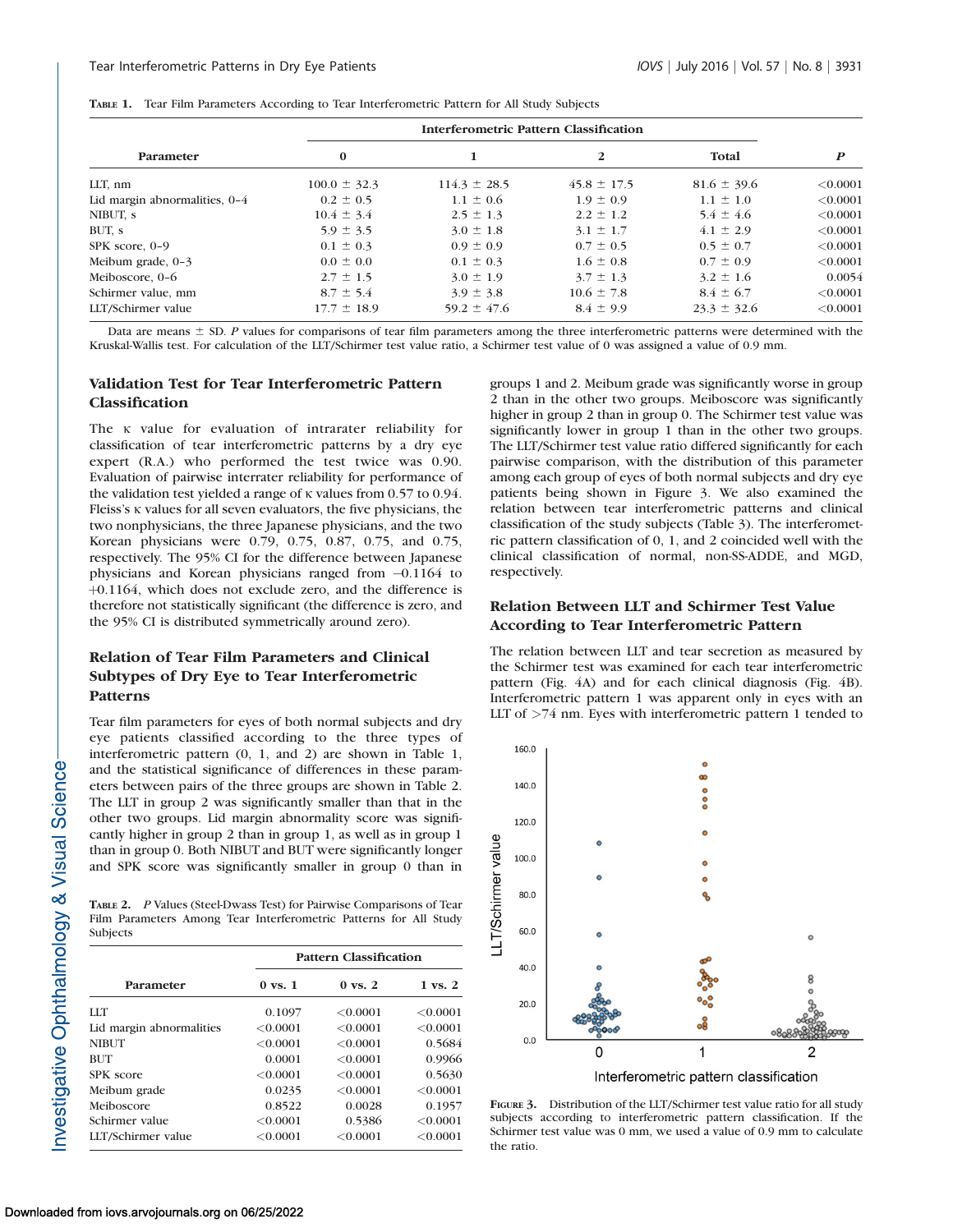**Table 1.** Tear Film Parameters According to Tear Interferometric Pattern for All Study Subjects

| Parameter | Interferometric Pattern Classification | | | | *P* |
|---|---|---|---|---|---|
| | 0 | 1 | 2 | Total | |
| LLT, nm | 100.0 ± 32.3 | 114.3 ± 28.5 | 45.8 ± 17.5 | 81.6 ± 39.6 | <0.0001 |
| Lid margin abnormalities, 0–4 | 0.2 ± 0.5 | 1.1 ± 0.6 | 1.9 ± 0.9 | 1.1 ± 1.0 | <0.0001 |
| NIBUT, s | 10.4 ± 3.4 | 2.5 ± 1.3 | 2.2 ± 1.2 | 5.4 ± 4.6 | <0.0001 |
| BUT, s | 5.9 ± 3.5 | 3.0 ± 1.8 | 3.1 ± 1.7 | 4.1 ± 2.9 | <0.0001 |
| SPK score, 0–9 | 0.1 ± 0.3 | 0.9 ± 0.9 | 0.7 ± 0.5 | 0.5 ± 0.7 | <0.0001 |
| Meibum grade, 0–3 | 0.0 ± 0.0 | 0.1 ± 0.3 | 1.6 ± 0.8 | 0.7 ± 0.9 | <0.0001 |
| Meiboscore, 0–6 | 2.7 ± 1.5 | 3.0 ± 1.9 | 3.7 ± 1.3 | 3.2 ± 1.6 | 0.0054 |
| Schirmer value, mm | 8.7 ± 5.4 | 3.9 ± 3.8 | 10.6 ± 7.8 | 8.4 ± 6.7 | <0.0001 |
| LLT/Schirmer value | 17.7 ± 18.9 | 59.2 ± 47.6 | 8.4 ± 9.9 | 23.3 ± 32.6 | <0.0001 |

Data are means ± SD. *P* values for comparisons of tear film parameters among the three interferometric patterns were determined with the Kruskal-Wallis test. For calculation of the LLT/Schirmer test value ratio, a Schirmer test value of 0 was assigned a value of 0.9 mm.

### Validation Test for Tear Interferometric Pattern Classification

The κ value for evaluation of intrarater reliability for classification of tear interferometric patterns by a dry eye expert (R.A.) who performed the test twice was 0.90. Evaluation of pairwise interrater reliability for performance of the validation test yielded a range of κ values from 0.57 to 0.94. Fleiss's κ values for all seven evaluators, the five physicians, the two nonphysicians, the three Japanese physicians, and the two Korean physicians were 0.79, 0.75, 0.87, 0.75, and 0.75, respectively. The 95% CI for the difference between Japanese physicians and Korean physicians ranged from −0.1164 to +0.1164, which does not exclude zero, and the difference is therefore not statistically significant (the difference is zero, and the 95% CI is distributed symmetrically around zero).

### Relation of Tear Film Parameters and Clinical Subtypes of Dry Eye to Tear Interferometric Patterns

Tear film parameters for eyes of both normal subjects and dry eye patients classified according to the three types of interferometric pattern (0, 1, and 2) are shown in Table 1, and the statistical significance of differences in these parameters between pairs of the three groups are shown in Table 2. The LLT in group 2 was significantly smaller than that in the other two groups. Lid margin abnormality score was significantly higher in group 2 than in group 1, as well as in group 1 than in group 0. Both NIBUT and BUT were significantly longer and SPK score was significantly smaller in group 0 than in groups 1 and 2. Meibum grade was significantly worse in group 2 than in the other two groups. Meiboscore was significantly higher in group 2 than in group 0. The Schirmer test value was significantly lower in group 1 than in the other two groups. The LLT/Schirmer test value ratio differed significantly for each pairwise comparison, with the distribution of this parameter among each group of eyes of both normal subjects and dry eye patients being shown in Figure 3. We also examined the relation between tear interferometric patterns and clinical classification of the study subjects (Table 3). The interferometric pattern classification of 0, 1, and 2 coincided well with the clinical classification of normal, non-SS-ADDE, and MGD, respectively.

**Table 2.** *P* Values (Steel-Dwass Test) for Pairwise Comparisons of Tear Film Parameters Among Tear Interferometric Patterns for All Study Subjects

| Parameter | Pattern Classification | | |
|---|---|---|---|
| | 0 vs. 1 | 0 vs. 2 | 1 vs. 2 |
| LLT | 0.1097 | <0.0001 | <0.0001 |
| Lid margin abnormalities | <0.0001 | <0.0001 | <0.0001 |
| NIBUT | <0.0001 | <0.0001 | 0.5684 |
| BUT | 0.0001 | <0.0001 | 0.9966 |
| SPK score | <0.0001 | <0.0001 | 0.5630 |
| Meibum grade | 0.0235 | <0.0001 | <0.0001 |
| Meiboscore | 0.8522 | 0.0028 | 0.1957 |
| Schirmer value | <0.0001 | 0.5386 | <0.0001 |
| LLT/Schirmer value | <0.0001 | <0.0001 | <0.0001 |

### Relation Between LLT and Schirmer Test Value According to Tear Interferometric Pattern

The relation between LLT and tear secretion as measured by the Schirmer test was examined for each tear interferometric pattern (Fig. 4A) and for each clinical diagnosis (Fig. 4B). Interferometric pattern 1 was apparent only in eyes with an LLT of >74 nm. Eyes with interferometric pattern 1 tended to

**Figure 3.** Distribution of the LLT/Schirmer test value ratio for all study subjects according to interferometric pattern classification. If the Schirmer test value was 0 mm, we used a value of 0.9 mm to calculate the ratio.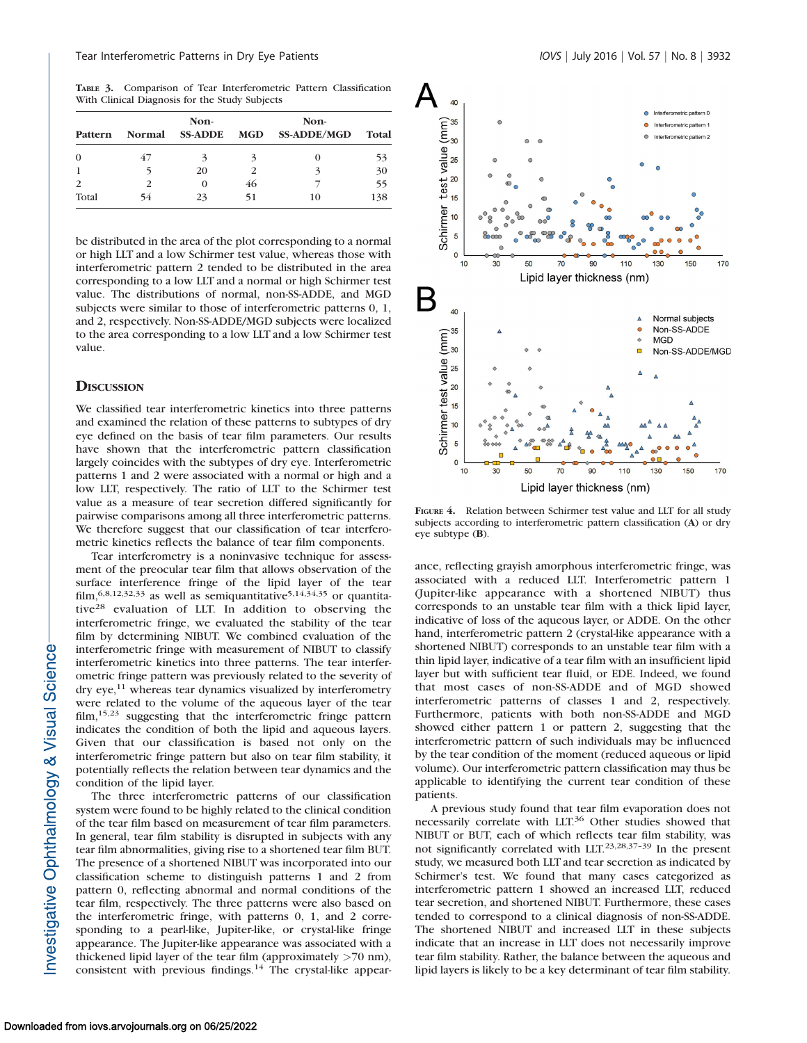**Table 3.** Comparison of Tear Interferometric Pattern Classification With Clinical Diagnosis for the Study Subjects

| Pattern | Normal | Non-SS-ADDE | MGD | Non-SS-ADDE/MGD | Total |
|---|---|---|---|---|---|
| 0 | 47 | 3 | 3 | 0 | 53 |
| 1 | 5 | 20 | 2 | 3 | 30 |
| 2 | 2 | 0 | 46 | 7 | 55 |
| Total | 54 | 23 | 51 | 10 | 138 |

be distributed in the area of the plot corresponding to a normal or high LLT and a low Schirmer test value, whereas those with interferometric pattern 2 tended to be distributed in the area corresponding to a low LLT and a normal or high Schirmer test value. The distributions of normal, non-SS-ADDE, and MGD subjects were similar to those of interferometric patterns 0, 1, and 2, respectively. Non-SS-ADDE/MGD subjects were localized to the area corresponding to a low LLT and a low Schirmer test value.

## Discussion

We classified tear interferometric kinetics into three patterns and examined the relation of these patterns to subtypes of dry eye defined on the basis of tear film parameters. Our results have shown that the interferometric pattern classification largely coincides with the subtypes of dry eye. Interferometric patterns 1 and 2 were associated with a normal or high and a low LLT, respectively. The ratio of LLT to the Schirmer test value as a measure of tear secretion differed significantly for pairwise comparisons among all three interferometric patterns. We therefore suggest that our classification of tear interferometric kinetics reflects the balance of tear film components.

Tear interferometry is a noninvasive technique for assessment of the preocular tear film that allows observation of the surface interference fringe of the lipid layer of the tear film,[6,8,12,32,33] as well as semiquantitative[5,14,34,35] or quantitative[28] evaluation of LLT. In addition to observing the interferometric fringe, we evaluated the stability of the tear film by determining NIBUT. We combined evaluation of the interferometric fringe with measurement of NIBUT to classify interferometric kinetics into three patterns. The tear interferometric fringe pattern was previously related to the severity of dry eye,[11] whereas tear dynamics visualized by interferometry were related to the volume of the aqueous layer of the tear film,[15,23] suggesting that the interferometric fringe pattern indicates the condition of both the lipid and aqueous layers. Given that our classification is based not only on the interferometric fringe pattern but also on tear film stability, it potentially reflects the relation between tear dynamics and the condition of the lipid layer.

The three interferometric patterns of our classification system were found to be highly related to the clinical condition of the tear film based on measurement of tear film parameters. In general, tear film stability is disrupted in subjects with any tear film abnormalities, giving rise to a shortened tear film BUT. The presence of a shortened NIBUT was incorporated into our classification scheme to distinguish patterns 1 and 2 from pattern 0, reflecting abnormal and normal conditions of the tear film, respectively. The three patterns were also based on the interferometric fringe, with patterns 0, 1, and 2 corresponding to a pearl-like, Jupiter-like, or crystal-like fringe appearance. The Jupiter-like appearance was associated with a thickened lipid layer of the tear film (approximately >70 nm), consistent with previous findings.[14] The crystal-like appearance, reflecting grayish amorphous interferometric fringe, was associated with a reduced LLT. Interferometric pattern 1 (Jupiter-like appearance with a shortened NIBUT) thus corresponds to an unstable tear film with a thick lipid layer, indicative of loss of the aqueous layer, or ADDE. On the other hand, interferometric pattern 2 (crystal-like appearance with a shortened NIBUT) corresponds to an unstable tear film with a thin lipid layer, indicative of a tear film with an insufficient lipid layer but with sufficient tear fluid, or EDE. Indeed, we found that most cases of non-SS-ADDE and of MGD showed interferometric patterns of classes 1 and 2, respectively. Furthermore, patients with both non-SS-ADDE and MGD showed either pattern 1 or pattern 2, suggesting that the interferometric pattern of such individuals may be influenced by the tear condition of the moment (reduced aqueous or lipid volume). Our interferometric pattern classification may thus be applicable to identifying the current tear condition of these patients.

**Figure 4.** Relation between Schirmer test value and LLT for all study subjects according to interferometric pattern classification (**A**) or dry eye subtype (**B**).

A previous study found that tear film evaporation does not necessarily correlate with LLT.[36] Other studies showed that NIBUT or BUT, each of which reflects tear film stability, was not significantly correlated with LLT.[23,28,37–39] In the present study, we measured both LLT and tear secretion as indicated by Schirmer's test. We found that many cases categorized as interferometric pattern 1 showed an increased LLT, reduced tear secretion, and shortened NIBUT. Furthermore, these cases tended to correspond to a clinical diagnosis of non-SS-ADDE. The shortened NIBUT and increased LLT in these subjects indicate that an increase in LLT does not necessarily improve tear film stability. Rather, the balance between the aqueous and lipid layers is likely to be a key determinant of tear film stability.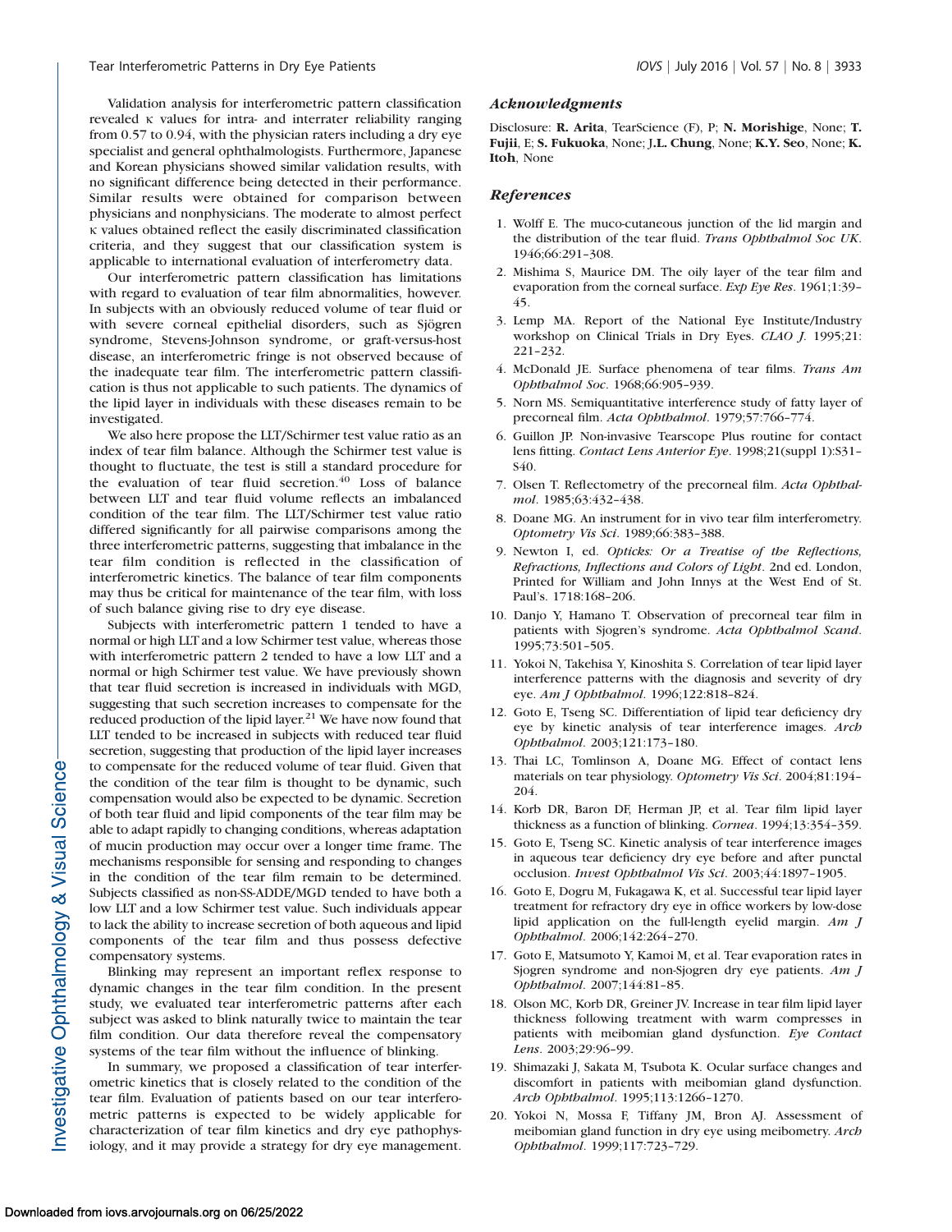Validation analysis for interferometric pattern classification revealed κ values for intra- and interrater reliability ranging from 0.57 to 0.94, with the physician raters including a dry eye specialist and general ophthalmologists. Furthermore, Japanese and Korean physicians showed similar validation results, with no significant difference being detected in their performance. Similar results were obtained for comparison between physicians and nonphysicians. The moderate to almost perfect κ values obtained reflect the easily discriminated classification criteria, and they suggest that our classification system is applicable to international evaluation of interferometry data.

Our interferometric pattern classification has limitations with regard to evaluation of tear film abnormalities, however. In subjects with an obviously reduced volume of tear fluid or with severe corneal epithelial disorders, such as Sjögren syndrome, Stevens-Johnson syndrome, or graft-versus-host disease, an interferometric fringe is not observed because of the inadequate tear film. The interferometric pattern classification is thus not applicable to such patients. The dynamics of the lipid layer in individuals with these diseases remain to be investigated.

We also here propose the LLT/Schirmer test value ratio as an index of tear film balance. Although the Schirmer test value is thought to fluctuate, the test is still a standard procedure for the evaluation of tear fluid secretion.[40] Loss of balance between LLT and tear fluid volume reflects an imbalanced condition of the tear film. The LLT/Schirmer test value ratio differed significantly for all pairwise comparisons among the three interferometric patterns, suggesting that imbalance in the tear film condition is reflected in the classification of interferometric kinetics. The balance of tear film components may thus be critical for maintenance of the tear film, with loss of such balance giving rise to dry eye disease.

Subjects with interferometric pattern 1 tended to have a normal or high LLT and a low Schirmer test value, whereas those with interferometric pattern 2 tended to have a low LLT and a normal or high Schirmer test value. We have previously shown that tear fluid secretion is increased in individuals with MGD, suggesting that such secretion increases to compensate for the reduced production of the lipid layer.[21] We have now found that LLT tended to be increased in subjects with reduced tear fluid secretion, suggesting that production of the lipid layer increases to compensate for the reduced volume of tear fluid. Given that the condition of the tear film is thought to be dynamic, such compensation would also be expected to be dynamic. Secretion of both tear fluid and lipid components of the tear film may be able to adapt rapidly to changing conditions, whereas adaptation of mucin production may occur over a longer time frame. The mechanisms responsible for sensing and responding to changes in the condition of the tear film remain to be determined. Subjects classified as non-SS-ADDE/MGD tended to have both a low LLT and a low Schirmer test value. Such individuals appear to lack the ability to increase secretion of both aqueous and lipid components of the tear film and thus possess defective compensatory systems.

Blinking may represent an important reflex response to dynamic changes in the tear film condition. In the present study, we evaluated tear interferometric patterns after each subject was asked to blink naturally twice to maintain the tear film condition. Our data therefore reveal the compensatory systems of the tear film without the influence of blinking.

In summary, we proposed a classification of tear interferometric kinetics that is closely related to the condition of the tear film. Evaluation of patients based on our tear interferometric patterns is expected to be widely applicable for characterization of tear film kinetics and dry eye pathophysiology, and it may provide a strategy for dry eye management.

### *Acknowledgments*

Disclosure: **R. Arita**, TearScience (F), P; **N. Morishige**, None; **T. Fujii**, E; **S. Fukuoka**, None; **J.L. Chung**, None; **K.Y. Seo**, None; **K. Itoh**, None

### *References*

1. Wolff E. The muco-cutaneous junction of the lid margin and the distribution of the tear fluid. *Trans Ophthalmol Soc UK*. 1946;66:291–308.
2. Mishima S, Maurice DM. The oily layer of the tear film and evaporation from the corneal surface. *Exp Eye Res*. 1961;1:39–45.
3. Lemp MA. Report of the National Eye Institute/Industry workshop on Clinical Trials in Dry Eyes. *CLAO J*. 1995;21:221–232.
4. McDonald JE. Surface phenomena of tear films. *Trans Am Ophthalmol Soc*. 1968;66:905–939.
5. Norn MS. Semiquantitative interference study of fatty layer of precorneal film. *Acta Ophthalmol*. 1979;57:766–774.
6. Guillon JP. Non-invasive Tearscope Plus routine for contact lens fitting. *Contact Lens Anterior Eye*. 1998;21(suppl 1):S31–S40.
7. Olsen T. Reflectometry of the precorneal film. *Acta Ophthalmol*. 1985;63:432–438.
8. Doane MG. An instrument for in vivo tear film interferometry. *Optometry Vis Sci*. 1989;66:383–388.
9. Newton I, ed. *Opticks: Or a Treatise of the Reflections, Refractions, Inflections and Colors of Light*. 2nd ed. London, Printed for William and John Innys at the West End of St. Paul's. 1718:168–206.
10. Danjo Y, Hamano T. Observation of precorneal tear film in patients with Sjogren's syndrome. *Acta Ophthalmol Scand*. 1995;73:501–505.
11. Yokoi N, Takehisa Y, Kinoshita S. Correlation of tear lipid layer interference patterns with the diagnosis and severity of dry eye. *Am J Ophthalmol*. 1996;122:818–824.
12. Goto E, Tseng SC. Differentiation of lipid tear deficiency dry eye by kinetic analysis of tear interference images. *Arch Ophthalmol*. 2003;121:173–180.
13. Thai LC, Tomlinson A, Doane MG. Effect of contact lens materials on tear physiology. *Optometry Vis Sci*. 2004;81:194–204.
14. Korb DR, Baron DF, Herman JP, et al. Tear film lipid layer thickness as a function of blinking. *Cornea*. 1994;13:354–359.
15. Goto E, Tseng SC. Kinetic analysis of tear interference images in aqueous tear deficiency dry eye before and after punctal occlusion. *Invest Ophthalmol Vis Sci*. 2003;44:1897–1905.
16. Goto E, Dogru M, Fukagawa K, et al. Successful tear lipid layer treatment for refractory dry eye in office workers by low-dose lipid application on the full-length eyelid margin. *Am J Ophthalmol*. 2006;142:264–270.
17. Goto E, Matsumoto Y, Kamoi M, et al. Tear evaporation rates in Sjogren syndrome and non-Sjogren dry eye patients. *Am J Ophthalmol*. 2007;144:81–85.
18. Olson MC, Korb DR, Greiner JV. Increase in tear film lipid layer thickness following treatment with warm compresses in patients with meibomian gland dysfunction. *Eye Contact Lens*. 2003;29:96–99.
19. Shimazaki J, Sakata M, Tsubota K. Ocular surface changes and discomfort in patients with meibomian gland dysfunction. *Arch Ophthalmol*. 1995;113:1266–1270.
20. Yokoi N, Mossa F, Tiffany JM, Bron AJ. Assessment of meibomian gland function in dry eye using meibometry. *Arch Ophthalmol*. 1999;117:723–729.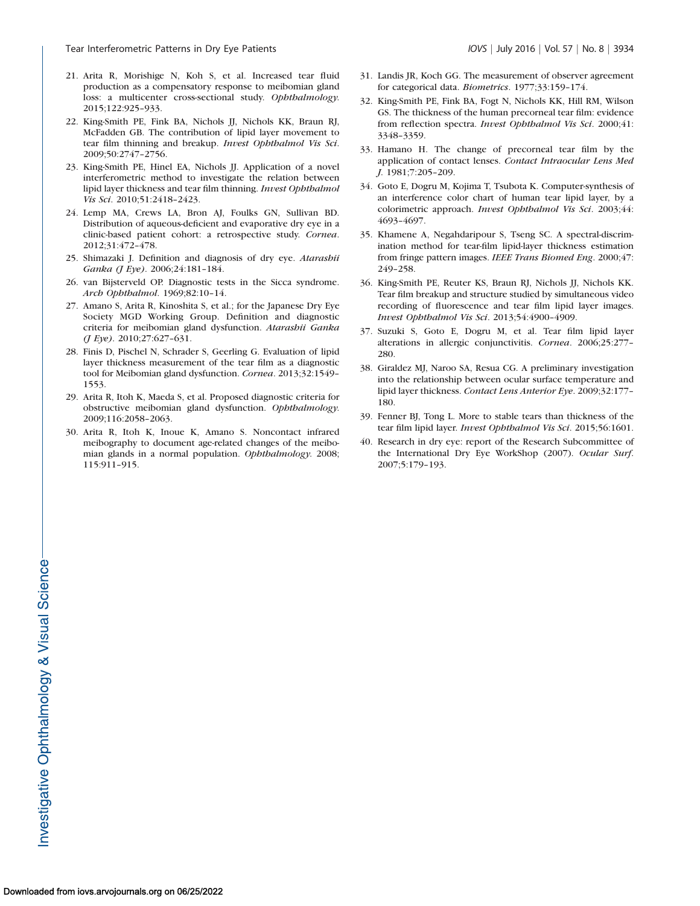21. Arita R, Morishige N, Koh S, et al. Increased tear fluid production as a compensatory response to meibomian gland loss: a multicenter cross-sectional study. *Ophthalmology*. 2015;122:925–933.
22. King-Smith PE, Fink BA, Nichols JJ, Nichols KK, Braun RJ, McFadden GB. The contribution of lipid layer movement to tear film thinning and breakup. *Invest Ophthalmol Vis Sci*. 2009;50:2747–2756.
23. King-Smith PE, Hinel EA, Nichols JJ. Application of a novel interferometric method to investigate the relation between lipid layer thickness and tear film thinning. *Invest Ophthalmol Vis Sci*. 2010;51:2418–2423.
24. Lemp MA, Crews LA, Bron AJ, Foulks GN, Sullivan BD. Distribution of aqueous-deficient and evaporative dry eye in a clinic-based patient cohort: a retrospective study. *Cornea*. 2012;31:472–478.
25. Shimazaki J. Definition and diagnosis of dry eye. *Atarashii Ganka (J Eye)*. 2006;24:181–184.
26. van Bijsterveld OP. Diagnostic tests in the Sicca syndrome. *Arch Ophthalmol*. 1969;82:10–14.
27. Amano S, Arita R, Kinoshita S, et al.; for the Japanese Dry Eye Society MGD Working Group. Definition and diagnostic criteria for meibomian gland dysfunction. *Atarashii Ganka (J Eye)*. 2010;27:627–631.
28. Finis D, Pischel N, Schrader S, Geerling G. Evaluation of lipid layer thickness measurement of the tear film as a diagnostic tool for Meibomian gland dysfunction. *Cornea*. 2013;32:1549–1553.
29. Arita R, Itoh K, Maeda S, et al. Proposed diagnostic criteria for obstructive meibomian gland dysfunction. *Ophthalmology*. 2009;116:2058–2063.
30. Arita R, Itoh K, Inoue K, Amano S. Noncontact infrared meibography to document age-related changes of the meibomian glands in a normal population. *Ophthalmology*. 2008;115:911–915.
31. Landis JR, Koch GG. The measurement of observer agreement for categorical data. *Biometrics*. 1977;33:159–174.
32. King-Smith PE, Fink BA, Fogt N, Nichols KK, Hill RM, Wilson GS. The thickness of the human precorneal tear film: evidence from reflection spectra. *Invest Ophthalmol Vis Sci*. 2000;41:3348–3359.
33. Hamano H. The change of precorneal tear film by the application of contact lenses. *Contact Intraocular Lens Med J*. 1981;7:205–209.
34. Goto E, Dogru M, Kojima T, Tsubota K. Computer-synthesis of an interference color chart of human tear lipid layer, by a colorimetric approach. *Invest Ophthalmol Vis Sci*. 2003;44:4693–4697.
35. Khamene A, Negahdaripour S, Tseng SC. A spectral-discrimination method for tear-film lipid-layer thickness estimation from fringe pattern images. *IEEE Trans Biomed Eng*. 2000;47:249–258.
36. King-Smith PE, Reuter KS, Braun RJ, Nichols JJ, Nichols KK. Tear film breakup and structure studied by simultaneous video recording of fluorescence and tear film lipid layer images. *Invest Ophthalmol Vis Sci*. 2013;54:4900–4909.
37. Suzuki S, Goto E, Dogru M, et al. Tear film lipid layer alterations in allergic conjunctivitis. *Cornea*. 2006;25:277–280.
38. Giraldez MJ, Naroo SA, Resua CG. A preliminary investigation into the relationship between ocular surface temperature and lipid layer thickness. *Contact Lens Anterior Eye*. 2009;32:177–180.
39. Fenner BJ, Tong L. More to stable tears than thickness of the tear film lipid layer. *Invest Ophthalmol Vis Sci*. 2015;56:1601.
40. Research in dry eye: report of the Research Subcommittee of the International Dry Eye WorkShop (2007). *Ocular Surf*. 2007;5:179–193.